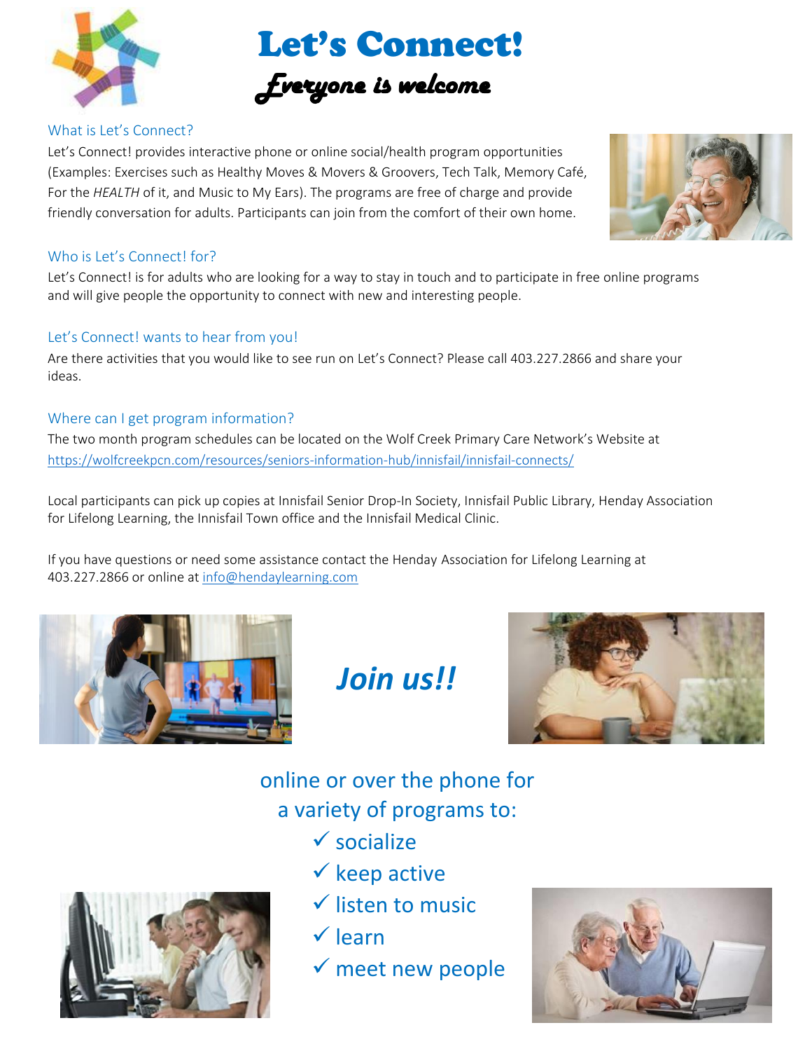# Let's Connect!

*Everyone is welcome*

## What is Let's Connect?

Let's Connect! provides interactive phone or online social/health program opportunities (Examples: Exercises such as Healthy Moves & Movers & Groovers, Tech Talk, Memory Café, For the *HEALTH* of it, and Music to My Ears). The programs are free of charge and provide friendly conversation for adults. Participants can join from the comfort of their own home.

## Who is Let's Connect! for?

Let's Connect! is for adults who are looking for a way to stay in touch and to participate in free online programs and will give people the opportunity to connect with new and interesting people.

## Let's Connect! wants to hear from you!

Are there activities that you would like to see run on Let's Connect? Please call 403.227.2866 and share your ideas.

## Where can I get program information?

The two month program schedules can be located on the Wolf Creek Primary Care Network's Website at https://wolfcreekpcn.com/resources/seniors-information-hub/innisfail/innisfail-connects/

Local participants can pick up copies at Innisfail Senior Drop-In Society, Innisfail Public Library, Henday Association for Lifelong Learning, the Innisfail Town office and the Innisfail Medical Clinic.

If you have questions or need some assistance contact the Henday Association for Lifelong Learning at 403.227.2866 or online at info@hendaylearning.com

***Join us!!***

online or over the phone for a variety of programs to:

- ✓ socialize
- ✓ keep active
- ✓ listen to music
- ✓ learn
- ✓ meet new people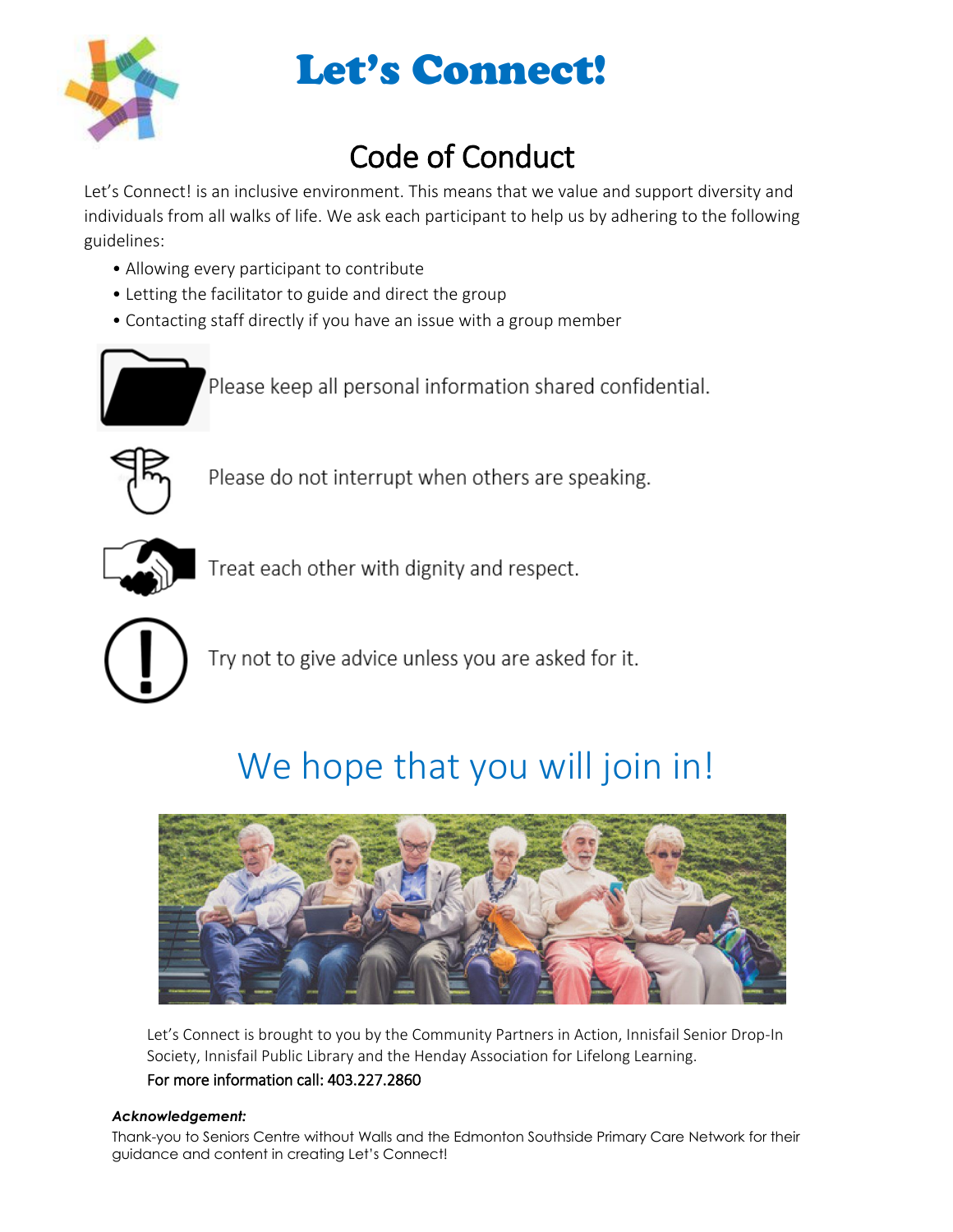# Let's Connect!

## Code of Conduct

Let's Connect! is an inclusive environment. This means that we value and support diversity and individuals from all walks of life. We ask each participant to help us by adhering to the following guidelines:

- Allowing every participant to contribute
- Letting the facilitator to guide and direct the group
- Contacting staff directly if you have an issue with a group member

Please keep all personal information shared confidential.

Please do not interrupt when others are speaking.

Treat each other with dignity and respect.

Try not to give advice unless you are asked for it.

## We hope that you will join in!

Let's Connect is brought to you by the Community Partners in Action, Innisfail Senior Drop-In Society, Innisfail Public Library and the Henday Association for Lifelong Learning.

For more information call: 403.227.2860

***Acknowledgement:***

Thank-you to Seniors Centre without Walls and the Edmonton Southside Primary Care Network for their guidance and content in creating Let's Connect!